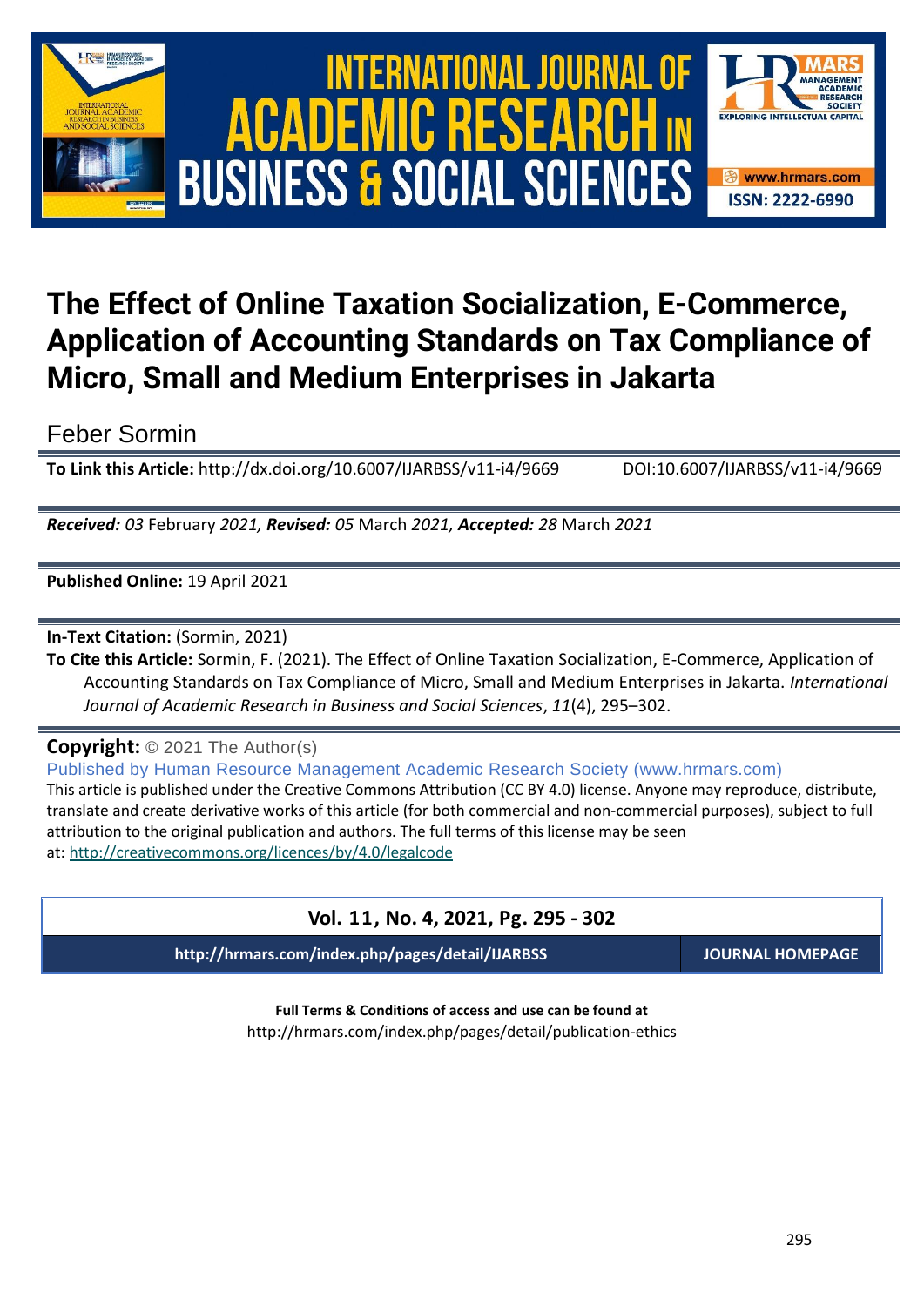# The Effect of Online Taxation Socialization, E-Commerce, Application of Accounting Standards on Tax Compliance of Micro, Small and Medium Enterprises in Jakarta

Feber Sormin

**To Link this Article:** http://dx.doi.org/10.6007/IJARBSS/v11-i4/9669 DOI:10.6007/IJARBSS/v11-i4/9669

***Received:** 03* February *2021,* ***Revised:** 05* March *2021,* ***Accepted:** 28* March *2021*

**Published Online:** 19 April 2021

**In-Text Citation:** (Sormin, 2021)

**To Cite this Article:** Sormin, F. (2021). The Effect of Online Taxation Socialization, E-Commerce, Application of Accounting Standards on Tax Compliance of Micro, Small and Medium Enterprises in Jakarta. *International Journal of Academic Research in Business and Social Sciences*, *11*(4), 295–302.

**Copyright:** © 2021 The Author(s)

Published by Human Resource Management Academic Research Society (www.hrmars.com)

This article is published under the Creative Commons Attribution (CC BY 4.0) license. Anyone may reproduce, distribute, translate and create derivative works of this article (for both commercial and non-commercial purposes), subject to full attribution to the original publication and authors. The full terms of this license may be seen at: http://creativecommons.org/licences/by/4.0/legalcode

**Vol. 11, No. 4, 2021, Pg. 295 - 302**

**http://hrmars.com/index.php/pages/detail/IJARBSS** **JOURNAL HOMEPAGE**

**Full Terms & Conditions of access and use can be found at**
http://hrmars.com/index.php/pages/detail/publication-ethics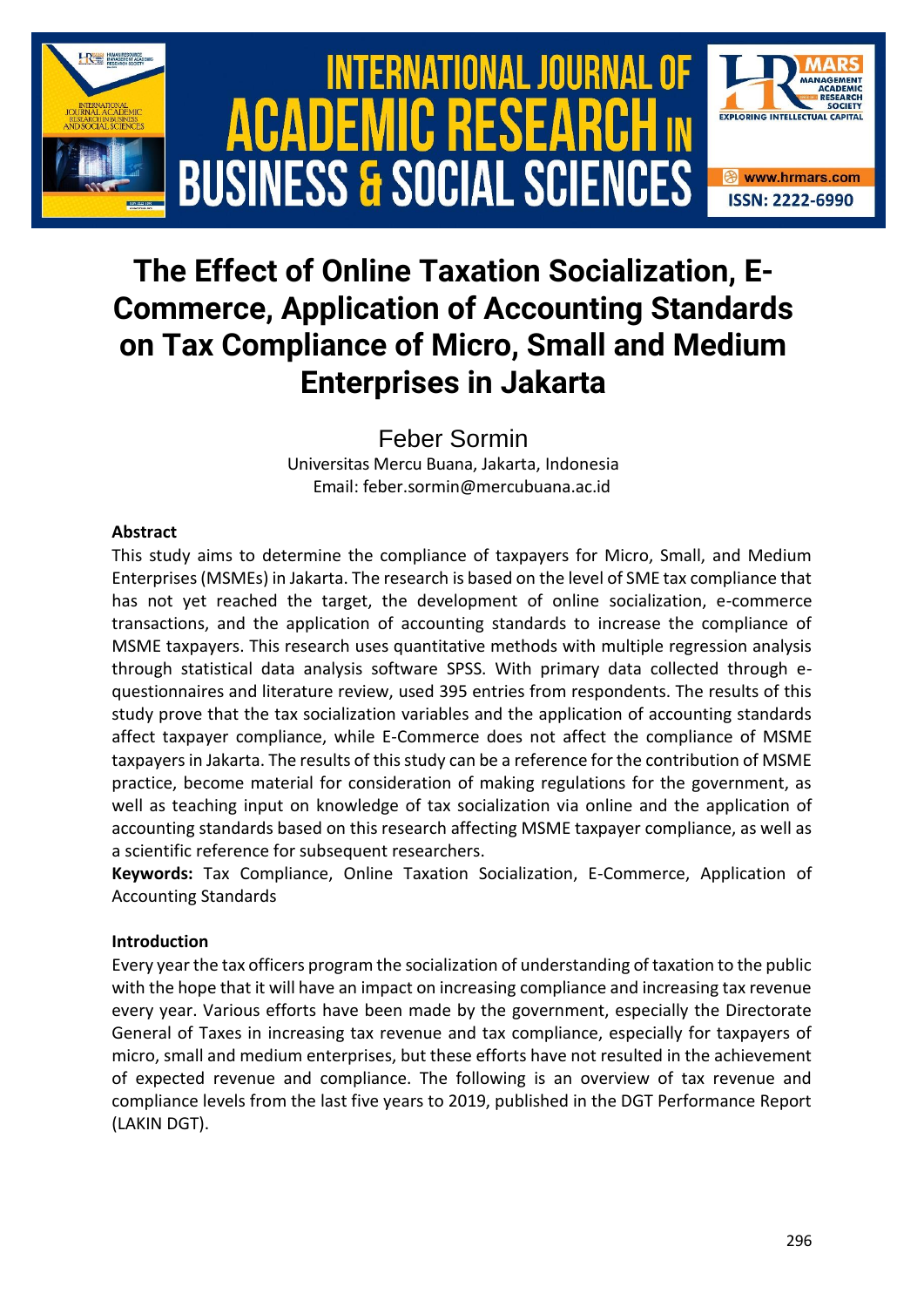# The Effect of Online Taxation Socialization, E-Commerce, Application of Accounting Standards on Tax Compliance of Micro, Small and Medium Enterprises in Jakarta

Feber Sormin

Universitas Mercu Buana, Jakarta, Indonesia
Email: feber.sormin@mercubuana.ac.id

### Abstract

This study aims to determine the compliance of taxpayers for Micro, Small, and Medium Enterprises (MSMEs) in Jakarta. The research is based on the level of SME tax compliance that has not yet reached the target, the development of online socialization, e-commerce transactions, and the application of accounting standards to increase the compliance of MSME taxpayers. This research uses quantitative methods with multiple regression analysis through statistical data analysis software SPSS. With primary data collected through e-questionnaires and literature review, used 395 entries from respondents. The results of this study prove that the tax socialization variables and the application of accounting standards affect taxpayer compliance, while E-Commerce does not affect the compliance of MSME taxpayers in Jakarta. The results of this study can be a reference for the contribution of MSME practice, become material for consideration of making regulations for the government, as well as teaching input on knowledge of tax socialization via online and the application of accounting standards based on this research affecting MSME taxpayer compliance, as well as a scientific reference for subsequent researchers.

**Keywords:** Tax Compliance, Online Taxation Socialization, E-Commerce, Application of Accounting Standards

### Introduction

Every year the tax officers program the socialization of understanding of taxation to the public with the hope that it will have an impact on increasing compliance and increasing tax revenue every year. Various efforts have been made by the government, especially the Directorate General of Taxes in increasing tax revenue and tax compliance, especially for taxpayers of micro, small and medium enterprises, but these efforts have not resulted in the achievement of expected revenue and compliance. The following is an overview of tax revenue and compliance levels from the last five years to 2019, published in the DGT Performance Report (LAKIN DGT).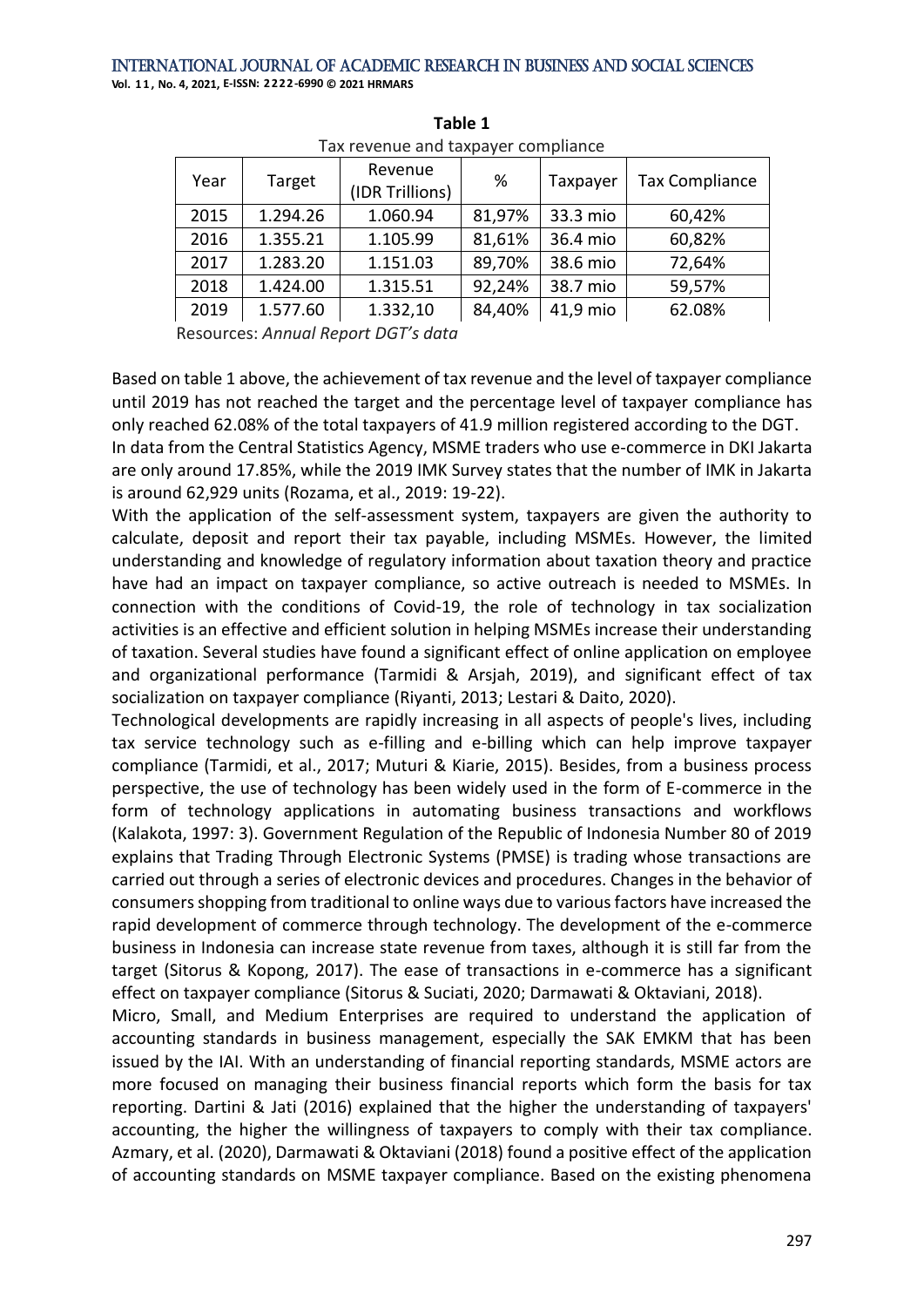**Table 1**

Tax revenue and taxpayer compliance

| Year | Target | Revenue (IDR Trillions) | % | Taxpayer | Tax Compliance |
|---|---|---|---|---|---|
| 2015 | 1.294.26 | 1.060.94 | 81,97% | 33.3 mio | 60,42% |
| 2016 | 1.355.21 | 1.105.99 | 81,61% | 36.4 mio | 60,82% |
| 2017 | 1.283.20 | 1.151.03 | 89,70% | 38.6 mio | 72,64% |
| 2018 | 1.424.00 | 1.315.51 | 92,24% | 38.7 mio | 59,57% |
| 2019 | 1.577.60 | 1.332,10 | 84,40% | 41,9 mio | 62.08% |

Resources: *Annual Report DGT's data*

Based on table 1 above, the achievement of tax revenue and the level of taxpayer compliance until 2019 has not reached the target and the percentage level of taxpayer compliance has only reached 62.08% of the total taxpayers of 41.9 million registered according to the DGT.

In data from the Central Statistics Agency, MSME traders who use e-commerce in DKI Jakarta are only around 17.85%, while the 2019 IMK Survey states that the number of IMK in Jakarta is around 62,929 units (Rozama, et al., 2019: 19-22).

With the application of the self-assessment system, taxpayers are given the authority to calculate, deposit and report their tax payable, including MSMEs. However, the limited understanding and knowledge of regulatory information about taxation theory and practice have had an impact on taxpayer compliance, so active outreach is needed to MSMEs. In connection with the conditions of Covid-19, the role of technology in tax socialization activities is an effective and efficient solution in helping MSMEs increase their understanding of taxation. Several studies have found a significant effect of online application on employee and organizational performance (Tarmidi & Arsjah, 2019), and significant effect of tax socialization on taxpayer compliance (Riyanti, 2013; Lestari & Daito, 2020).

Technological developments are rapidly increasing in all aspects of people's lives, including tax service technology such as e-filling and e-billing which can help improve taxpayer compliance (Tarmidi, et al., 2017; Muturi & Kiarie, 2015). Besides, from a business process perspective, the use of technology has been widely used in the form of E-commerce in the form of technology applications in automating business transactions and workflows (Kalakota, 1997: 3). Government Regulation of the Republic of Indonesia Number 80 of 2019 explains that Trading Through Electronic Systems (PMSE) is trading whose transactions are carried out through a series of electronic devices and procedures. Changes in the behavior of consumers shopping from traditional to online ways due to various factors have increased the rapid development of commerce through technology. The development of the e-commerce business in Indonesia can increase state revenue from taxes, although it is still far from the target (Sitorus & Kopong, 2017). The ease of transactions in e-commerce has a significant effect on taxpayer compliance (Sitorus & Suciati, 2020; Darmawati & Oktaviani, 2018).

Micro, Small, and Medium Enterprises are required to understand the application of accounting standards in business management, especially the SAK EMKM that has been issued by the IAI. With an understanding of financial reporting standards, MSME actors are more focused on managing their business financial reports which form the basis for tax reporting. Dartini & Jati (2016) explained that the higher the understanding of taxpayers' accounting, the higher the willingness of taxpayers to comply with their tax compliance. Azmary, et al. (2020), Darmawati & Oktaviani (2018) found a positive effect of the application of accounting standards on MSME taxpayer compliance. Based on the existing phenomena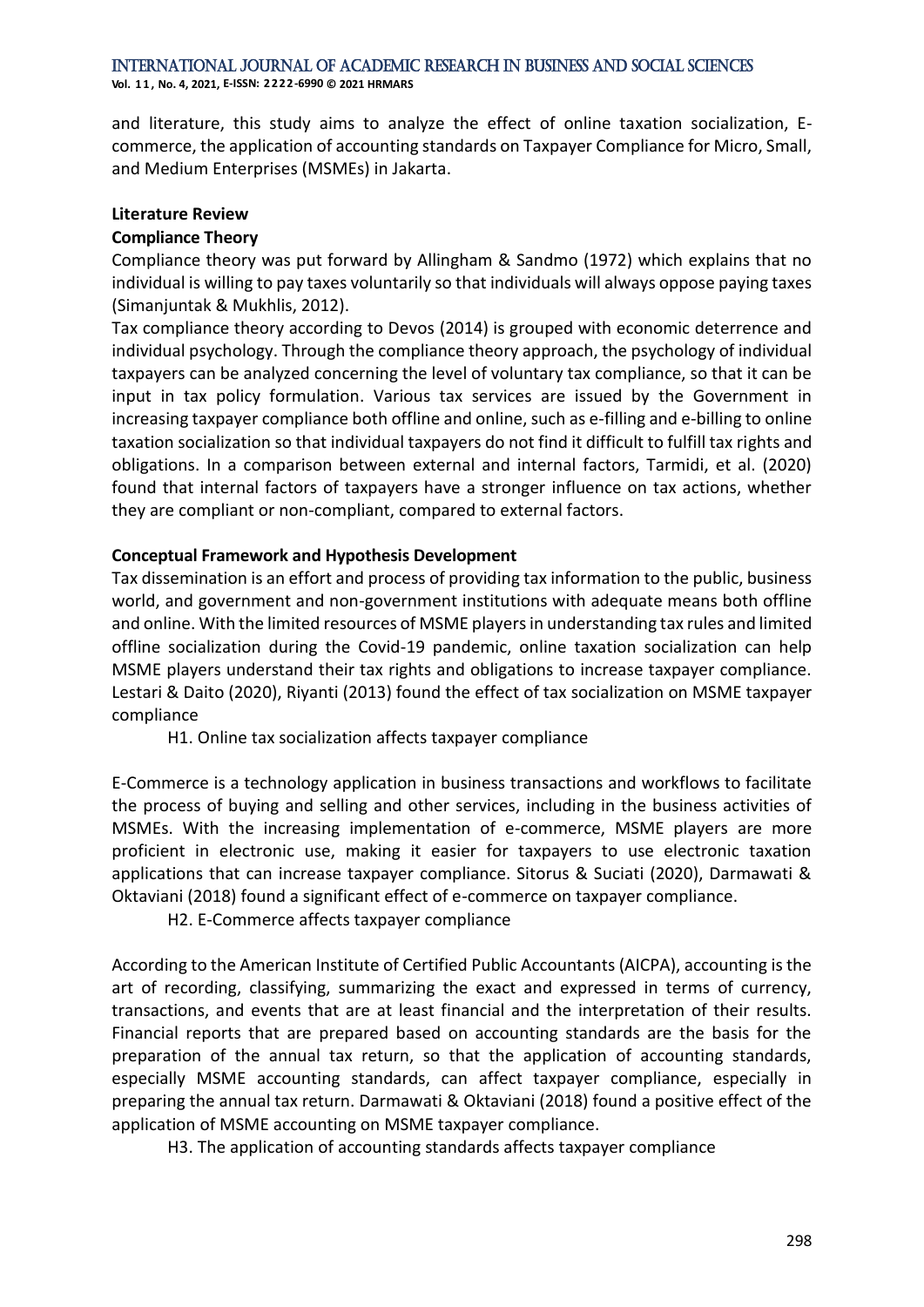and literature, this study aims to analyze the effect of online taxation socialization, E-commerce, the application of accounting standards on Taxpayer Compliance for Micro, Small, and Medium Enterprises (MSMEs) in Jakarta.

## Literature Review

### Compliance Theory

Compliance theory was put forward by Allingham & Sandmo (1972) which explains that no individual is willing to pay taxes voluntarily so that individuals will always oppose paying taxes (Simanjuntak & Mukhlis, 2012).

Tax compliance theory according to Devos (2014) is grouped with economic deterrence and individual psychology. Through the compliance theory approach, the psychology of individual taxpayers can be analyzed concerning the level of voluntary tax compliance, so that it can be input in tax policy formulation. Various tax services are issued by the Government in increasing taxpayer compliance both offline and online, such as e-filling and e-billing to online taxation socialization so that individual taxpayers do not find it difficult to fulfill tax rights and obligations. In a comparison between external and internal factors, Tarmidi, et al. (2020) found that internal factors of taxpayers have a stronger influence on tax actions, whether they are compliant or non-compliant, compared to external factors.

### Conceptual Framework and Hypothesis Development

Tax dissemination is an effort and process of providing tax information to the public, business world, and government and non-government institutions with adequate means both offline and online. With the limited resources of MSME players in understanding tax rules and limited offline socialization during the Covid-19 pandemic, online taxation socialization can help MSME players understand their tax rights and obligations to increase taxpayer compliance. Lestari & Daito (2020), Riyanti (2013) found the effect of tax socialization on MSME taxpayer compliance

H1. Online tax socialization affects taxpayer compliance

E-Commerce is a technology application in business transactions and workflows to facilitate the process of buying and selling and other services, including in the business activities of MSMEs. With the increasing implementation of e-commerce, MSME players are more proficient in electronic use, making it easier for taxpayers to use electronic taxation applications that can increase taxpayer compliance. Sitorus & Suciati (2020), Darmawati & Oktaviani (2018) found a significant effect of e-commerce on taxpayer compliance.

H2. E-Commerce affects taxpayer compliance

According to the American Institute of Certified Public Accountants (AICPA), accounting is the art of recording, classifying, summarizing the exact and expressed in terms of currency, transactions, and events that are at least financial and the interpretation of their results. Financial reports that are prepared based on accounting standards are the basis for the preparation of the annual tax return, so that the application of accounting standards, especially MSME accounting standards, can affect taxpayer compliance, especially in preparing the annual tax return. Darmawati & Oktaviani (2018) found a positive effect of the application of MSME accounting on MSME taxpayer compliance.

H3. The application of accounting standards affects taxpayer compliance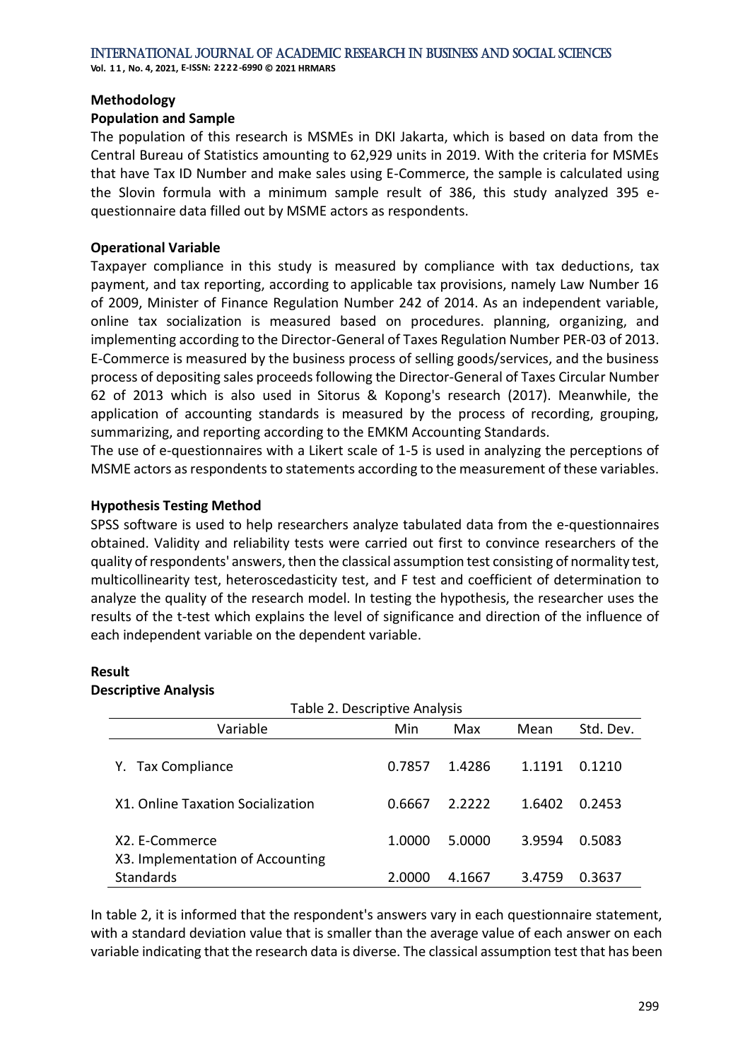## Methodology

### Population and Sample

The population of this research is MSMEs in DKI Jakarta, which is based on data from the Central Bureau of Statistics amounting to 62,929 units in 2019. With the criteria for MSMEs that have Tax ID Number and make sales using E-Commerce, the sample is calculated using the Slovin formula with a minimum sample result of 386, this study analyzed 395 e-questionnaire data filled out by MSME actors as respondents.

### Operational Variable

Taxpayer compliance in this study is measured by compliance with tax deductions, tax payment, and tax reporting, according to applicable tax provisions, namely Law Number 16 of 2009, Minister of Finance Regulation Number 242 of 2014. As an independent variable, online tax socialization is measured based on procedures. planning, organizing, and implementing according to the Director-General of Taxes Regulation Number PER-03 of 2013. E-Commerce is measured by the business process of selling goods/services, and the business process of depositing sales proceeds following the Director-General of Taxes Circular Number 62 of 2013 which is also used in Sitorus & Kopong's research (2017). Meanwhile, the application of accounting standards is measured by the process of recording, grouping, summarizing, and reporting according to the EMKM Accounting Standards.

The use of e-questionnaires with a Likert scale of 1-5 is used in analyzing the perceptions of MSME actors as respondents to statements according to the measurement of these variables.

### Hypothesis Testing Method

SPSS software is used to help researchers analyze tabulated data from the e-questionnaires obtained. Validity and reliability tests were carried out first to convince researchers of the quality of respondents' answers, then the classical assumption test consisting of normality test, multicollinearity test, heteroscedasticity test, and F test and coefficient of determination to analyze the quality of the research model. In testing the hypothesis, the researcher uses the results of the t-test which explains the level of significance and direction of the influence of each independent variable on the dependent variable.

## Result

### Descriptive Analysis

Table 2. Descriptive Analysis

| Variable | Min | Max | Mean | Std. Dev. |
|---|---|---|---|---|
| Y. Tax Compliance | 0.7857 | 1.4286 | 1.1191 | 0.1210 |
| X1. Online Taxation Socialization | 0.6667 | 2.2222 | 1.6402 | 0.2453 |
| X2. E-Commerce | 1.0000 | 5.0000 | 3.9594 | 0.5083 |
| X3. Implementation of Accounting Standards | 2.0000 | 4.1667 | 3.4759 | 0.3637 |

In table 2, it is informed that the respondent's answers vary in each questionnaire statement, with a standard deviation value that is smaller than the average value of each answer on each variable indicating that the research data is diverse. The classical assumption test that has been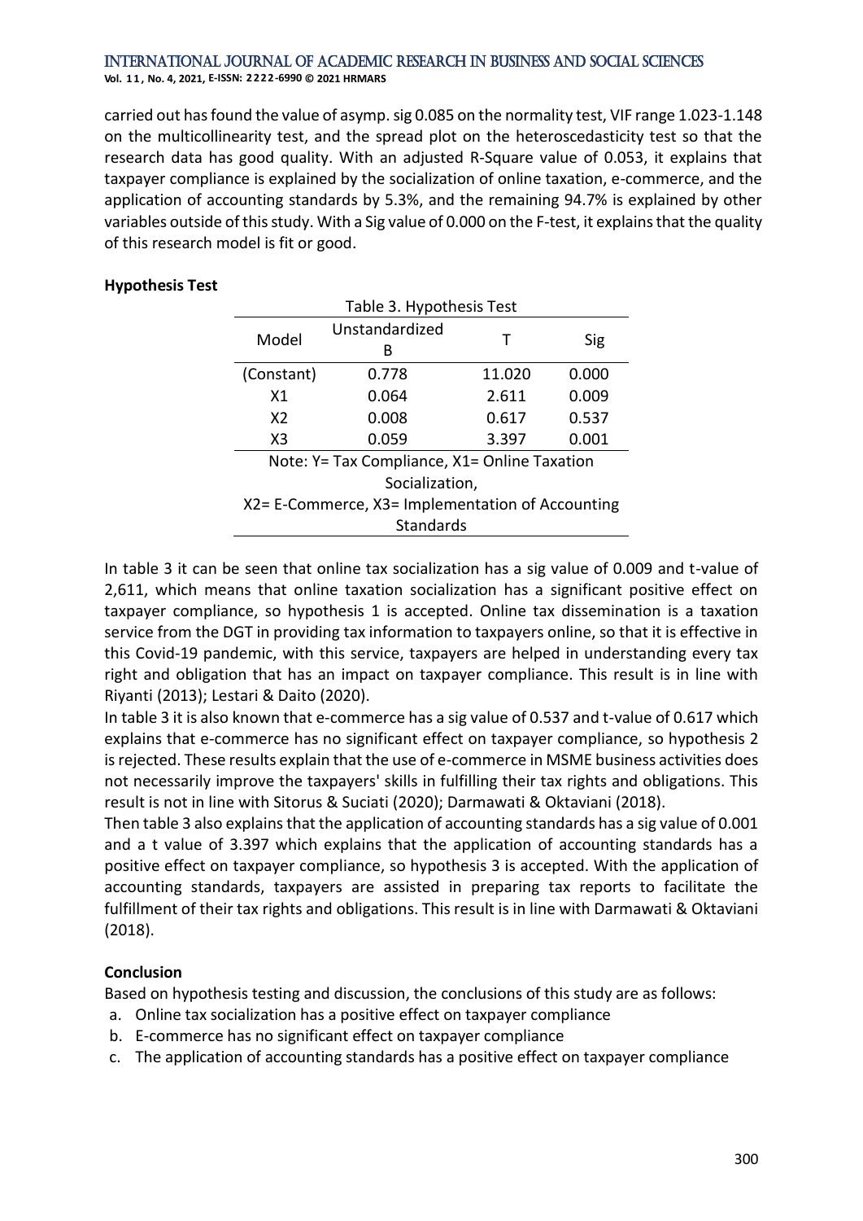carried out has found the value of asymp. sig 0.085 on the normality test, VIF range 1.023-1.148 on the multicollinearity test, and the spread plot on the heteroscedasticity test so that the research data has good quality. With an adjusted R-Square value of 0.053, it explains that taxpayer compliance is explained by the socialization of online taxation, e-commerce, and the application of accounting standards by 5.3%, and the remaining 94.7% is explained by other variables outside of this study. With a Sig value of 0.000 on the F-test, it explains that the quality of this research model is fit or good.

**Hypothesis Test**

Table 3. Hypothesis Test

| Model | Unstandardized B | T | Sig |
|---|---|---|---|
| (Constant) | 0.778 | 11.020 | 0.000 |
| X1 | 0.064 | 2.611 | 0.009 |
| X2 | 0.008 | 0.617 | 0.537 |
| X3 | 0.059 | 3.397 | 0.001 |

Note: Y= Tax Compliance, X1= Online Taxation Socialization,
X2= E-Commerce, X3= Implementation of Accounting Standards

In table 3 it can be seen that online tax socialization has a sig value of 0.009 and t-value of 2,611, which means that online taxation socialization has a significant positive effect on taxpayer compliance, so hypothesis 1 is accepted. Online tax dissemination is a taxation service from the DGT in providing tax information to taxpayers online, so that it is effective in this Covid-19 pandemic, with this service, taxpayers are helped in understanding every tax right and obligation that has an impact on taxpayer compliance. This result is in line with Riyanti (2013); Lestari & Daito (2020).

In table 3 it is also known that e-commerce has a sig value of 0.537 and t-value of 0.617 which explains that e-commerce has no significant effect on taxpayer compliance, so hypothesis 2 is rejected. These results explain that the use of e-commerce in MSME business activities does not necessarily improve the taxpayers' skills in fulfilling their tax rights and obligations. This result is not in line with Sitorus & Suciati (2020); Darmawati & Oktaviani (2018).

Then table 3 also explains that the application of accounting standards has a sig value of 0.001 and a t value of 3.397 which explains that the application of accounting standards has a positive effect on taxpayer compliance, so hypothesis 3 is accepted. With the application of accounting standards, taxpayers are assisted in preparing tax reports to facilitate the fulfillment of their tax rights and obligations. This result is in line with Darmawati & Oktaviani (2018).

**Conclusion**

Based on hypothesis testing and discussion, the conclusions of this study are as follows:

a. Online tax socialization has a positive effect on taxpayer compliance
b. E-commerce has no significant effect on taxpayer compliance
c. The application of accounting standards has a positive effect on taxpayer compliance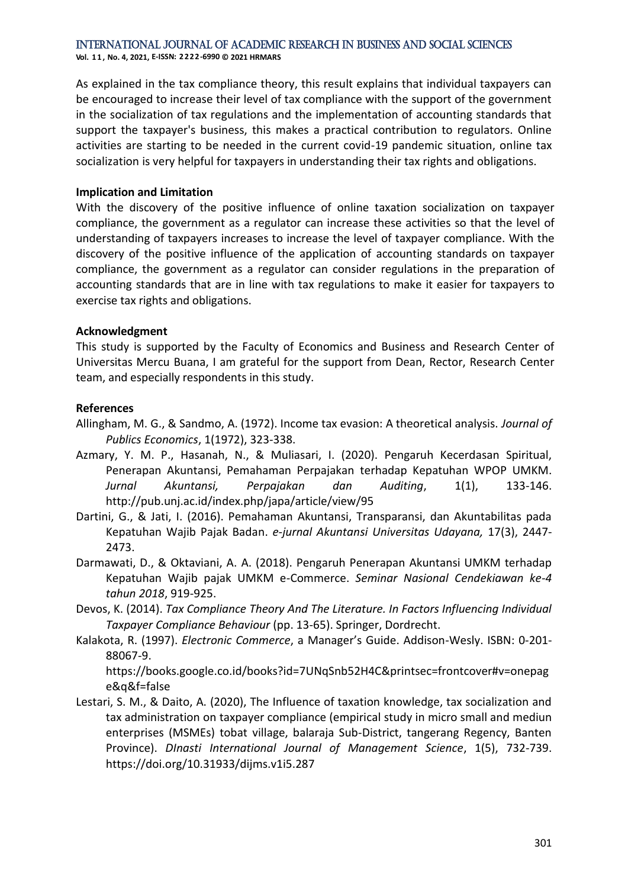As explained in the tax compliance theory, this result explains that individual taxpayers can be encouraged to increase their level of tax compliance with the support of the government in the socialization of tax regulations and the implementation of accounting standards that support the taxpayer's business, this makes a practical contribution to regulators. Online activities are starting to be needed in the current covid-19 pandemic situation, online tax socialization is very helpful for taxpayers in understanding their tax rights and obligations.

**Implication and Limitation**

With the discovery of the positive influence of online taxation socialization on taxpayer compliance, the government as a regulator can increase these activities so that the level of understanding of taxpayers increases to increase the level of taxpayer compliance. With the discovery of the positive influence of the application of accounting standards on taxpayer compliance, the government as a regulator can consider regulations in the preparation of accounting standards that are in line with tax regulations to make it easier for taxpayers to exercise tax rights and obligations.

**Acknowledgment**

This study is supported by the Faculty of Economics and Business and Research Center of Universitas Mercu Buana, I am grateful for the support from Dean, Rector, Research Center team, and especially respondents in this study.

**References**

Allingham, M. G., & Sandmo, A. (1972). Income tax evasion: A theoretical analysis. *Journal of Publics Economics*, 1(1972), 323-338.

Azmary, Y. M. P., Hasanah, N., & Muliasari, I. (2020). Pengaruh Kecerdasan Spiritual, Penerapan Akuntansi, Pemahaman Perpajakan terhadap Kepatuhan WPOP UMKM. *Jurnal Akuntansi, Perpajakan dan Auditing*, 1(1), 133-146. http://pub.unj.ac.id/index.php/japa/article/view/95

Dartini, G., & Jati, I. (2016). Pemahaman Akuntansi, Transparansi, dan Akuntabilitas pada Kepatuhan Wajib Pajak Badan. *e-jurnal Akuntansi Universitas Udayana,* 17(3), 2447-2473.

Darmawati, D., & Oktaviani, A. A. (2018). Pengaruh Penerapan Akuntansi UMKM terhadap Kepatuhan Wajib pajak UMKM e-Commerce. *Seminar Nasional Cendekiawan ke-4 tahun 2018*, 919-925.

Devos, K. (2014). *Tax Compliance Theory And The Literature. In Factors Influencing Individual Taxpayer Compliance Behaviour* (pp. 13-65). Springer, Dordrecht.

Kalakota, R. (1997). *Electronic Commerce*, a Manager's Guide. Addison-Wesly. ISBN: 0-201-88067-9. https://books.google.co.id/books?id=7UNqSnb52H4C&printsec=frontcover#v=onepage&q&f=false

Lestari, S. M., & Daito, A. (2020), The Influence of taxation knowledge, tax socialization and tax administration on taxpayer compliance (empirical study in micro small and mediun enterprises (MSMEs) tobat village, balaraja Sub-District, tangerang Regency, Banten Province). *DInasti International Journal of Management Science*, 1(5), 732-739. https://doi.org/10.31933/dijms.v1i5.287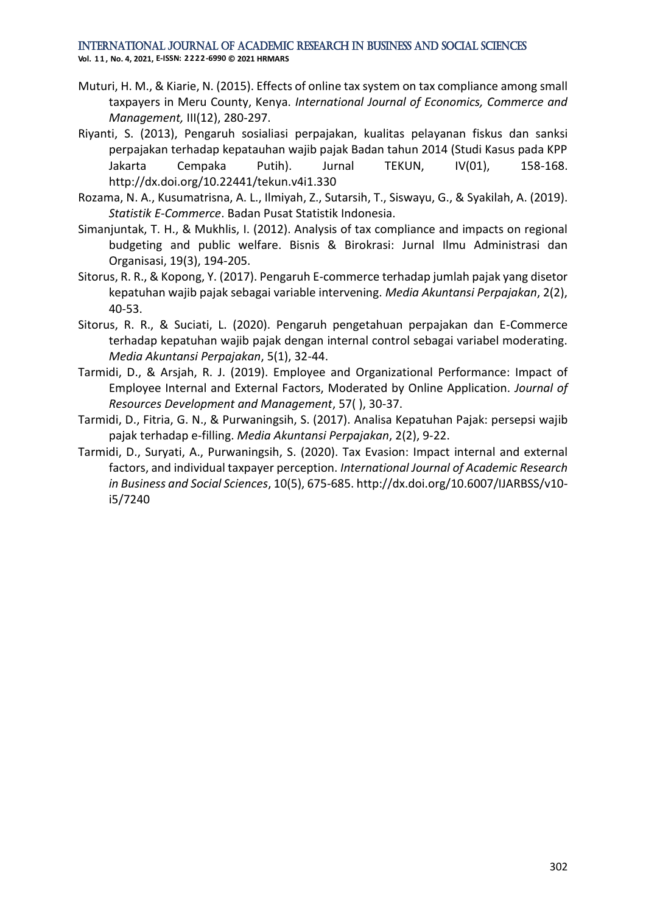Muturi, H. M., & Kiarie, N. (2015). Effects of online tax system on tax compliance among small taxpayers in Meru County, Kenya. *International Journal of Economics, Commerce and Management,* III(12), 280-297.

Riyanti, S. (2013), Pengaruh sosialiasi perpajakan, kualitas pelayanan fiskus dan sanksi perpajakan terhadap kepatauhan wajib pajak Badan tahun 2014 (Studi Kasus pada KPP Jakarta Cempaka Putih). Jurnal TEKUN, IV(01), 158-168. http://dx.doi.org/10.22441/tekun.v4i1.330

Rozama, N. A., Kusumatrisna, A. L., Ilmiyah, Z., Sutarsih, T., Siswayu, G., & Syakilah, A. (2019). *Statistik E-Commerce*. Badan Pusat Statistik Indonesia.

Simanjuntak, T. H., & Mukhlis, I. (2012). Analysis of tax compliance and impacts on regional budgeting and public welfare. Bisnis & Birokrasi: Jurnal Ilmu Administrasi dan Organisasi, 19(3), 194-205.

Sitorus, R. R., & Kopong, Y. (2017). Pengaruh E-commerce terhadap jumlah pajak yang disetor kepatuhan wajib pajak sebagai variable intervening. *Media Akuntansi Perpajakan*, 2(2), 40-53.

Sitorus, R. R., & Suciati, L. (2020). Pengaruh pengetahuan perpajakan dan E-Commerce terhadap kepatuhan wajib pajak dengan internal control sebagai variabel moderating. *Media Akuntansi Perpajakan*, 5(1), 32-44.

Tarmidi, D., & Arsjah, R. J. (2019). Employee and Organizational Performance: Impact of Employee Internal and External Factors, Moderated by Online Application. *Journal of Resources Development and Management*, 57( ), 30-37.

Tarmidi, D., Fitria, G. N., & Purwaningsih, S. (2017). Analisa Kepatuhan Pajak: persepsi wajib pajak terhadap e-filling. *Media Akuntansi Perpajakan*, 2(2), 9-22.

Tarmidi, D., Suryati, A., Purwaningsih, S. (2020). Tax Evasion: Impact internal and external factors, and individual taxpayer perception. *International Journal of Academic Research in Business and Social Sciences*, 10(5), 675-685. http://dx.doi.org/10.6007/IJARBSS/v10-i5/7240